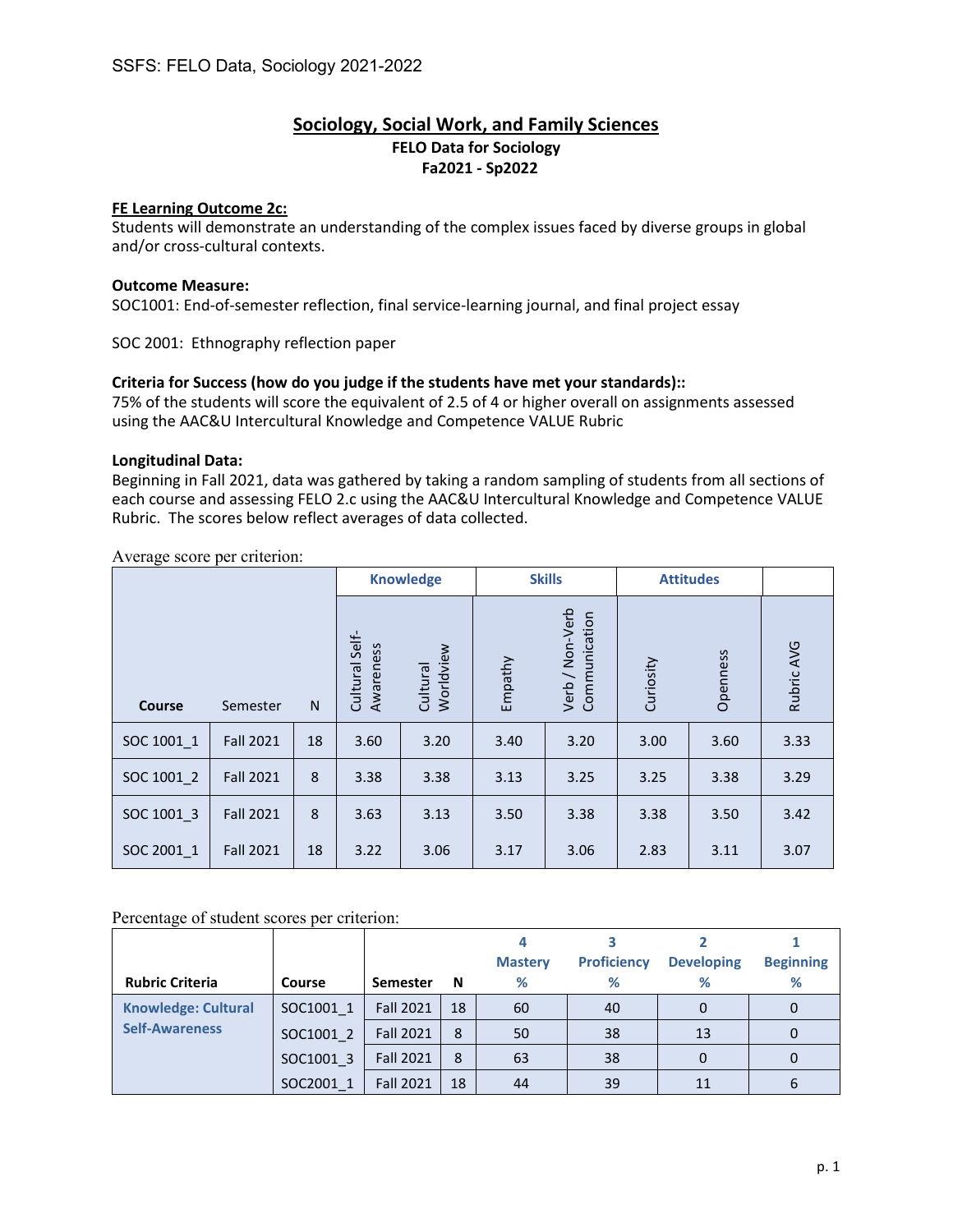## Sociology, Social Work, and Family Sciences

**FELO Data for Sociology**
**Fa2021 - Sp2022**

**FE Learning Outcome 2c:**
Students will demonstrate an understanding of the complex issues faced by diverse groups in global and/or cross-cultural contexts.

**Outcome Measure:**
SOC1001: End-of-semester reflection, final service-learning journal, and final project essay

SOC 2001: Ethnography reflection paper

**Criteria for Success (how do you judge if the students have met your standards)::**
75% of the students will score the equivalent of 2.5 of 4 or higher overall on assignments assessed using the AAC&U Intercultural Knowledge and Competence VALUE Rubric

**Longitudinal Data:**
Beginning in Fall 2021, data was gathered by taking a random sampling of students from all sections of each course and assessing FELO 2.c using the AAC&U Intercultural Knowledge and Competence VALUE Rubric. The scores below reflect averages of data collected.

Average score per criterion:

| | | | Knowledge | | Skills | | Attitudes | | |
|---|---|---|---|---|---|---|---|---|---|
| Course | Semester | N | Cultural Self-Awareness | Cultural Worldview | Empathy | Verb / Non-Verb Communication | Curiosity | Openness | Rubric AVG |
| SOC 1001_1 | Fall 2021 | 18 | 3.60 | 3.20 | 3.40 | 3.20 | 3.00 | 3.60 | 3.33 |
| SOC 1001_2 | Fall 2021 | 8 | 3.38 | 3.38 | 3.13 | 3.25 | 3.25 | 3.38 | 3.29 |
| SOC 1001_3 | Fall 2021 | 8 | 3.63 | 3.13 | 3.50 | 3.38 | 3.38 | 3.50 | 3.42 |
| SOC 2001_1 | Fall 2021 | 18 | 3.22 | 3.06 | 3.17 | 3.06 | 2.83 | 3.11 | 3.07 |

Percentage of student scores per criterion:

| Rubric Criteria | Course | Semester | N | 4 Mastery % | 3 Proficiency % | 2 Developing % | 1 Beginning % |
|---|---|---|---|---|---|---|---|
| Knowledge: Cultural Self-Awareness | SOC1001_1 | Fall 2021 | 18 | 60 | 40 | 0 | 0 |
| | SOC1001_2 | Fall 2021 | 8 | 50 | 38 | 13 | 0 |
| | SOC1001_3 | Fall 2021 | 8 | 63 | 38 | 0 | 0 |
| | SOC2001_1 | Fall 2021 | 18 | 44 | 39 | 11 | 6 |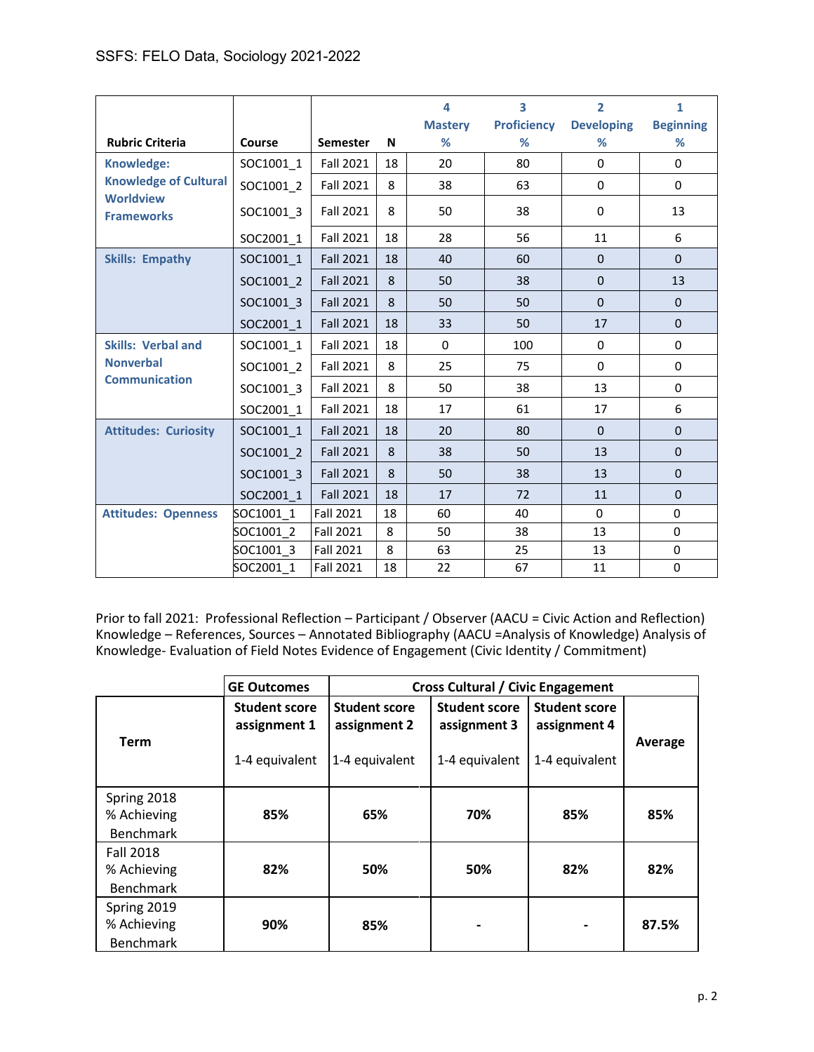SSFS: FELO Data, Sociology 2021-2022

| Rubric Criteria | Course | Semester | N | 4 Mastery % | 3 Proficiency % | 2 Developing % | 1 Beginning % |
|---|---|---|---|---|---|---|---|
| Knowledge: Knowledge of Cultural Worldview Frameworks | SOC1001_1 | Fall 2021 | 18 | 20 | 80 | 0 | 0 |
| | SOC1001_2 | Fall 2021 | 8 | 38 | 63 | 0 | 0 |
| | SOC1001_3 | Fall 2021 | 8 | 50 | 38 | 0 | 13 |
| | SOC2001_1 | Fall 2021 | 18 | 28 | 56 | 11 | 6 |
| Skills: Empathy | SOC1001_1 | Fall 2021 | 18 | 40 | 60 | 0 | 0 |
| | SOC1001_2 | Fall 2021 | 8 | 50 | 38 | 0 | 13 |
| | SOC1001_3 | Fall 2021 | 8 | 50 | 50 | 0 | 0 |
| | SOC2001_1 | Fall 2021 | 18 | 33 | 50 | 17 | 0 |
| Skills: Verbal and Nonverbal Communication | SOC1001_1 | Fall 2021 | 18 | 0 | 100 | 0 | 0 |
| | SOC1001_2 | Fall 2021 | 8 | 25 | 75 | 0 | 0 |
| | SOC1001_3 | Fall 2021 | 8 | 50 | 38 | 13 | 0 |
| | SOC2001_1 | Fall 2021 | 18 | 17 | 61 | 17 | 6 |
| Attitudes: Curiosity | SOC1001_1 | Fall 2021 | 18 | 20 | 80 | 0 | 0 |
| | SOC1001_2 | Fall 2021 | 8 | 38 | 50 | 13 | 0 |
| | SOC1001_3 | Fall 2021 | 8 | 50 | 38 | 13 | 0 |
| | SOC2001_1 | Fall 2021 | 18 | 17 | 72 | 11 | 0 |
| Attitudes: Openness | SOC1001_1 | Fall 2021 | 18 | 60 | 40 | 0 | 0 |
| | SOC1001_2 | Fall 2021 | 8 | 50 | 38 | 13 | 0 |
| | SOC1001_3 | Fall 2021 | 8 | 63 | 25 | 13 | 0 |
| | SOC2001_1 | Fall 2021 | 18 | 22 | 67 | 11 | 0 |

Prior to fall 2021: Professional Reflection – Participant / Observer (AACU = Civic Action and Reflection) Knowledge – References, Sources – Annotated Bibliography (AACU =Analysis of Knowledge) Analysis of Knowledge- Evaluation of Field Notes Evidence of Engagement (Civic Identity / Commitment)

| | GE Outcomes | Cross Cultural / Civic Engagement | | | |
|---|---|---|---|---|---|
| **Term** | **Student score assignment 1**<br>1-4 equivalent | **Student score assignment 2**<br>1-4 equivalent | **Student score assignment 3**<br>1-4 equivalent | **Student score assignment 4**<br>1-4 equivalent | **Average** |
| Spring 2018 % Achieving Benchmark | **85%** | **65%** | **70%** | **85%** | **85%** |
| Fall 2018 % Achieving Benchmark | **82%** | **50%** | **50%** | **82%** | **82%** |
| Spring 2019 % Achieving Benchmark | **90%** | **85%** | **-** | **-** | **87.5%** |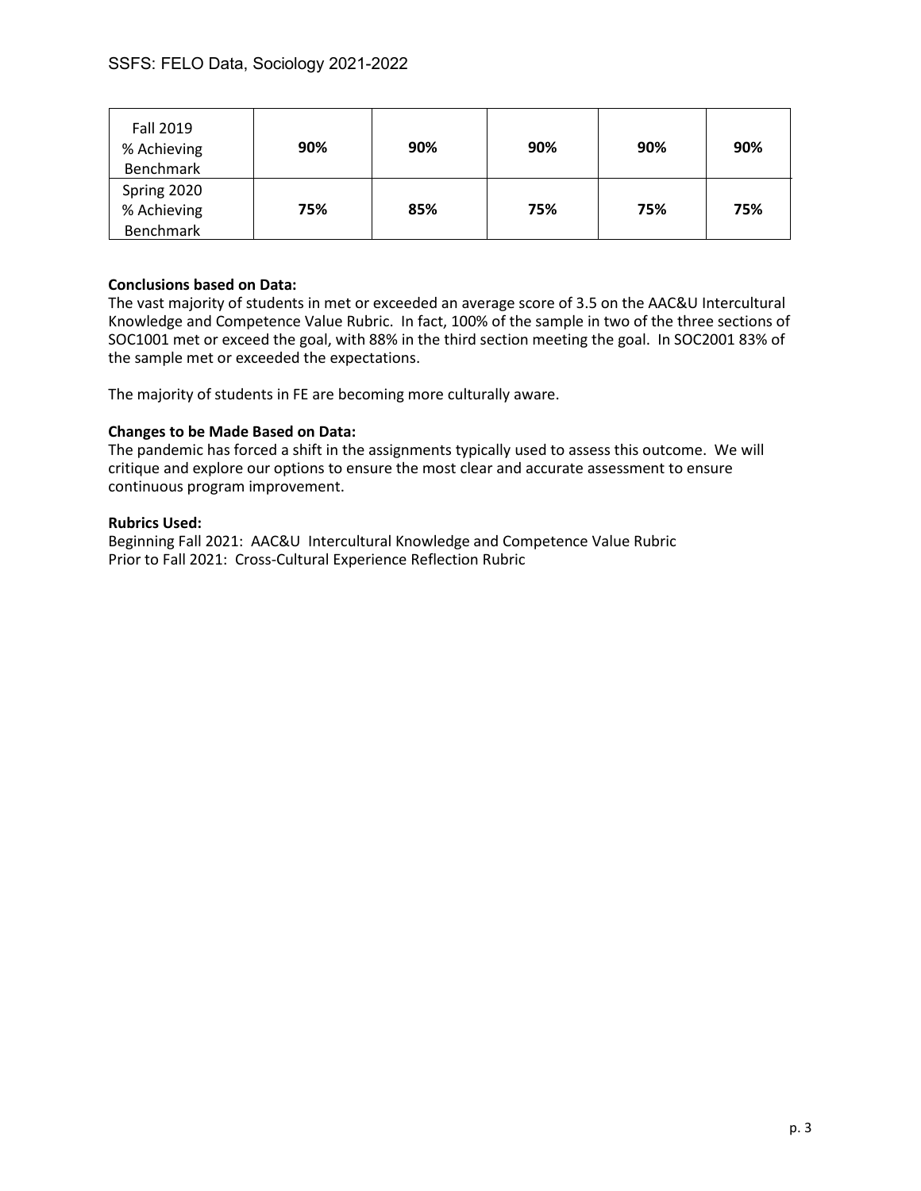| Fall 2019 % Achieving Benchmark | 90% | 90% | 90% | 90% | 90% |
|---|---|---|---|---|---|
| Spring 2020 % Achieving Benchmark | 75% | 85% | 75% | 75% | 75% |

**Conclusions based on Data:**

The vast majority of students in met or exceeded an average score of 3.5 on the AAC&U Intercultural Knowledge and Competence Value Rubric. In fact, 100% of the sample in two of the three sections of SOC1001 met or exceed the goal, with 88% in the third section meeting the goal. In SOC2001 83% of the sample met or exceeded the expectations.

The majority of students in FE are becoming more culturally aware.

**Changes to be Made Based on Data:**

The pandemic has forced a shift in the assignments typically used to assess this outcome. We will critique and explore our options to ensure the most clear and accurate assessment to ensure continuous program improvement.

**Rubrics Used:**

Beginning Fall 2021: AAC&U Intercultural Knowledge and Competence Value Rubric
Prior to Fall 2021: Cross-Cultural Experience Reflection Rubric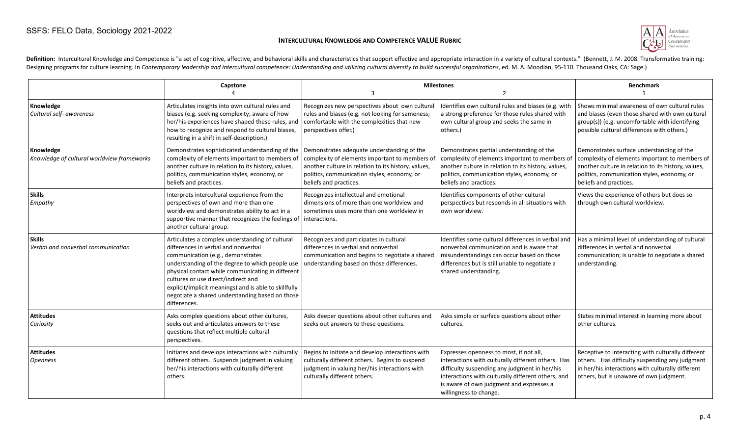SSFS: FELO Data, Sociology 2021-2022

## INTERCULTURAL KNOWLEDGE AND COMPETENCE VALUE RUBRIC

**Definition:** Intercultural Knowledge and Competence is "a set of cognitive, affective, and behavioral skills and characteristics that support effective and appropriate interaction in a variety of cultural contexts." (Bennett, J. M. 2008. Transformative training: Designing programs for culture learning. In *Contemporary leadership and intercultural competence: Understanding and utilizing cultural diversity to build successful organizations*, ed. M. A. Moodian, 95-110. Thousand Oaks, CA: Sage.)

| | Capstone 4 | Milestones 3 | 2 | Benchmark 1 |
|---|---|---|---|---|
| **Knowledge** *Cultural self- awareness* | Articulates insights into own cultural rules and biases (e.g. seeking complexity; aware of how her/his experiences have shaped these rules, and how to recognize and respond to cultural biases, resulting in a shift in self-description.) | Recognizes new perspectives about own cultural rules and biases (e.g. not looking for sameness; comfortable with the complexities that new perspectives offer.) | Identifies own cultural rules and biases (e.g. with a strong preference for those rules shared with own cultural group and seeks the same in others.) | Shows minimal awareness of own cultural rules and biases (even those shared with own cultural group(s)) (e.g. uncomfortable with identifying possible cultural differences with others.) |
| **Knowledge** *Knowledge of cultural worldview frameworks* | Demonstrates sophisticated understanding of the complexity of elements important to members of another culture in relation to its history, values, politics, communication styles, economy, or beliefs and practices. | Demonstrates adequate understanding of the complexity of elements important to members of another culture in relation to its history, values, politics, communication styles, economy, or beliefs and practices. | Demonstrates partial understanding of the complexity of elements important to members of another culture in relation to its history, values, politics, communication styles, economy, or beliefs and practices. | Demonstrates surface understanding of the complexity of elements important to members of another culture in relation to its history, values, politics, communication styles, economy, or beliefs and practices. |
| **Skills** *Empathy* | Interprets intercultural experience from the perspectives of own and more than one worldview and demonstrates ability to act in a supportive manner that recognizes the feelings of another cultural group. | Recognizes intellectual and emotional dimensions of more than one worldview and sometimes uses more than one worldview in interactions. | Identifies components of other cultural perspectives but responds in all situations with own worldview. | Views the experience of others but does so through own cultural worldview. |
| **Skills** *Verbal and nonverbal communication* | Articulates a complex understanding of cultural differences in verbal and nonverbal communication (e.g., demonstrates understanding of the degree to which people use physical contact while communicating in different cultures or use direct/indirect and explicit/implicit meanings) and is able to skillfully negotiate a shared understanding based on those differences. | Recognizes and participates in cultural differences in verbal and nonverbal communication and begins to negotiate a shared understanding based on those differences. | Identifies some cultural differences in verbal and nonverbal communication and is aware that misunderstandings can occur based on those differences but is still unable to negotiate a shared understanding. | Has a minimal level of understanding of cultural differences in verbal and nonverbal communication; is unable to negotiate a shared understanding. |
| **Attitudes** *Curiosity* | Asks complex questions about other cultures, seeks out and articulates answers to these questions that reflect multiple cultural perspectives. | Asks deeper questions about other cultures and seeks out answers to these questions. | Asks simple or surface questions about other cultures. | States minimal interest in learning more about other cultures. |
| **Attitudes** *Openness* | Initiates and develops interactions with culturally different others. Suspends judgment in valuing her/his interactions with culturally different others. | Begins to initiate and develop interactions with culturally different others. Begins to suspend judgment in valuing her/his interactions with culturally different others. | Expresses openness to most, if not all, interactions with culturally different others. Has difficulty suspending any judgment in her/his interactions with culturally different others, and is aware of own judgment and expresses a willingness to change. | Receptive to interacting with culturally different others. Has difficulty suspending any judgment in her/his interactions with culturally different others, but is unaware of own judgment. |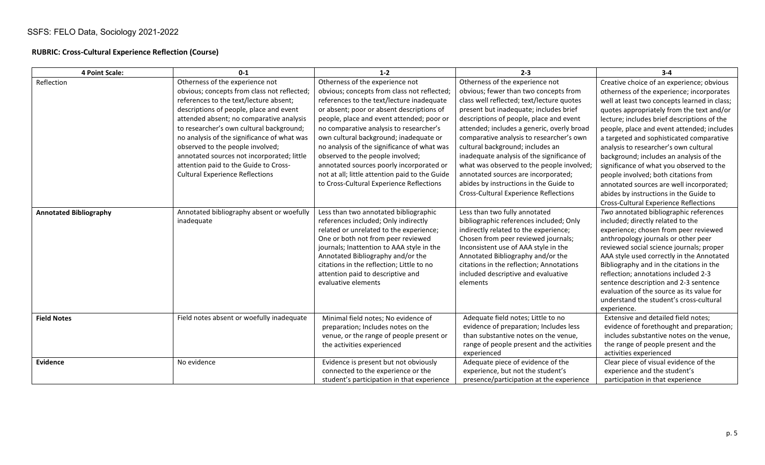**RUBRIC: Cross-Cultural Experience Reflection (Course)**

| 4 Point Scale: | 0-1 | 1-2 | 2-3 | 3-4 |
|---|---|---|---|---|
| Reflection | Otherness of the experience not obvious; concepts from class not reflected; references to the text/lecture absent; descriptions of people, place and event attended absent; no comparative analysis to researcher's own cultural background; no analysis of the significance of what was observed to the people involved; annotated sources not incorporated; little attention paid to the Guide to Cross-Cultural Experience Reflections | Otherness of the experience not obvious; concepts from class not reflected; references to the text/lecture inadequate or absent; poor or absent descriptions of people, place and event attended; poor or no comparative analysis to researcher's own cultural background; inadequate or no analysis of the significance of what was observed to the people involved; annotated sources poorly incorporated or not at all; little attention paid to the Guide to Cross-Cultural Experience Reflections | Otherness of the experience not obvious; fewer than two concepts from class well reflected; text/lecture quotes present but inadequate; includes brief descriptions of people, place and event attended; includes a generic, overly broad comparative analysis to researcher's own cultural background; includes an inadequate analysis of the significance of what was observed to the people involved; annotated sources are incorporated; abides by instructions in the Guide to Cross-Cultural Experience Reflections | Creative choice of an experience; obvious otherness of the experience; incorporates well at least two concepts learned in class; quotes appropriately from the text and/or lecture; includes brief descriptions of the people, place and event attended; includes a targeted and sophisticated comparative analysis to researcher's own cultural background; includes an analysis of the significance of what you observed to the people involved; both citations from annotated sources are well incorporated; abides by instructions in the Guide to Cross-Cultural Experience Reflections |
| **Annotated Bibliography** | Annotated bibliography absent or woefully inadequate | Less than two annotated bibliographic references included; Only indirectly related or unrelated to the experience; One or both not from peer reviewed journals; Inattention to AAA style in the Annotated Bibliography and/or the citations in the reflection; Little to no attention paid to descriptive and evaluative elements | Less than two fully annotated bibliographic references included; Only indirectly related to the experience; Chosen from peer reviewed journals; Inconsistent use of AAA style in the Annotated Bibliography and/or the citations in the reflection; Annotations included descriptive and evaluative elements | *Two* annotated bibliographic references included; directly related to the experience; chosen from peer reviewed anthropology journals or other peer reviewed social science journals; proper AAA style used correctly in the Annotated Bibliography and in the citations in the reflection; annotations included 2-3 sentence description and 2-3 sentence evaluation of the source as its value for understand the student's cross-cultural experience. |
| **Field Notes** | Field notes absent or woefully inadequate | Minimal field notes; No evidence of preparation; Includes notes on the venue, or the range of people present or the activities experienced | Adequate field notes; Little to no evidence of preparation; Includes less than substantive notes on the venue, range of people present and the activities experienced | Extensive and detailed field notes; evidence of forethought and preparation; includes substantive notes on the venue, the range of people present and the activities experienced |
| **Evidence** | No evidence | Evidence is present but not obviously connected to the experience or the student's participation in that experience | Adequate piece of evidence of the experience, but not the student's presence/participation at the experience | Clear piece of visual evidence of the experience and the student's participation in that experience |